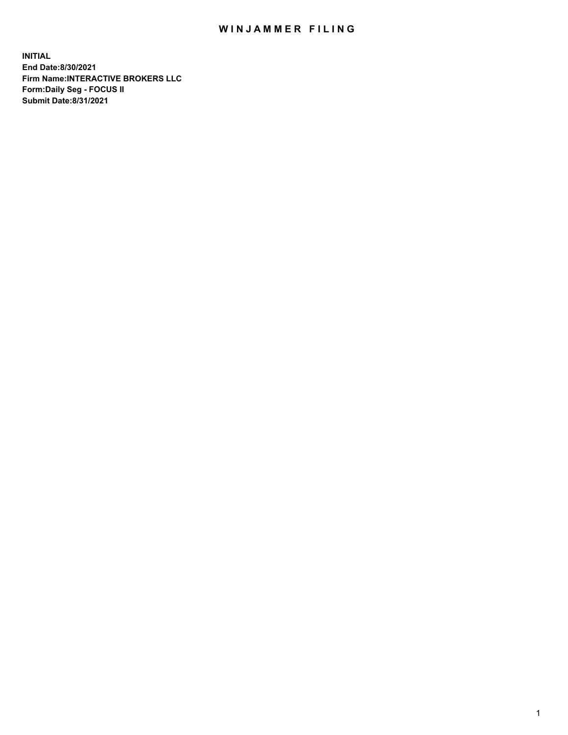# WINJAMMER FILING

**INITIAL**
**End Date:8/30/2021**
**Firm Name:INTERACTIVE BROKERS LLC**
**Form:Daily Seg - FOCUS II**
**Submit Date:8/31/2021**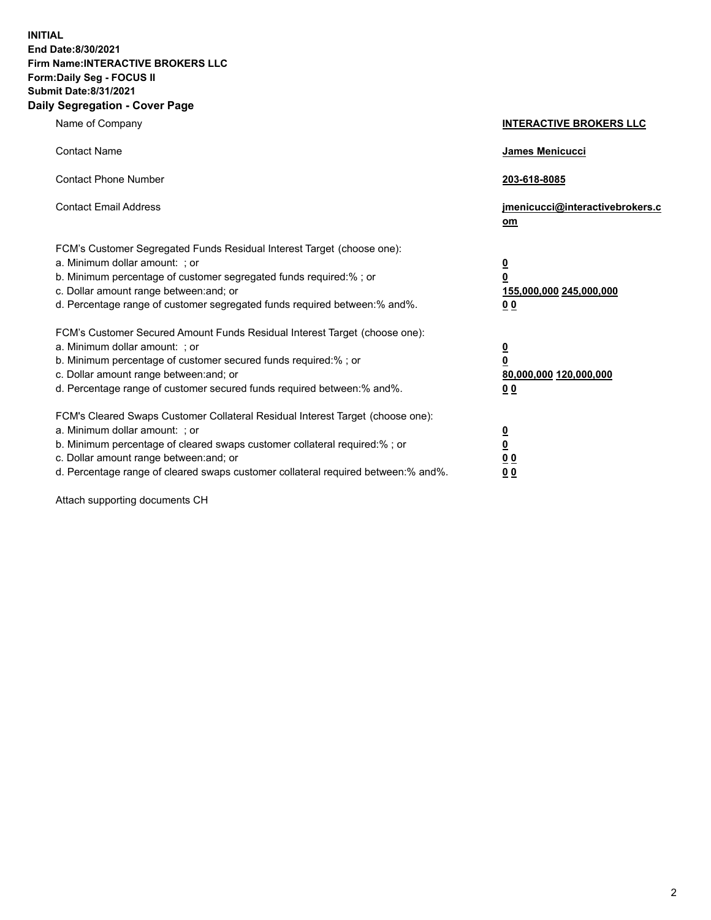**INITIAL**
**End Date:8/30/2021**
**Firm Name:INTERACTIVE BROKERS LLC**
**Form:Daily Seg - FOCUS II**
**Submit Date:8/31/2021**

**Daily Segregation - Cover Page**

| | |
|---|---|
| Name of Company | **INTERACTIVE BROKERS LLC** |
| Contact Name | **James Menicucci** |
| Contact Phone Number | **203-618-8085** |
| Contact Email Address | **jmenicucci@interactivebrokers.com** |
| FCM's Customer Segregated Funds Residual Interest Target (choose one): | |
| a. Minimum dollar amount: ; or | **0** |
| b. Minimum percentage of customer segregated funds required:% ; or | **0** |
| c. Dollar amount range between:and; or | **155,000,000 245,000,000** |
| d. Percentage range of customer segregated funds required between:% and%. | **0 0** |
| FCM's Customer Secured Amount Funds Residual Interest Target (choose one): | |
| a. Minimum dollar amount: ; or | **0** |
| b. Minimum percentage of customer secured funds required:% ; or | **0** |
| c. Dollar amount range between:and; or | **80,000,000 120,000,000** |
| d. Percentage range of customer secured funds required between:% and%. | **0 0** |
| FCM's Cleared Swaps Customer Collateral Residual Interest Target (choose one): | |
| a. Minimum dollar amount: ; or | **0** |
| b. Minimum percentage of cleared swaps customer collateral required:% ; or | **0** |
| c. Dollar amount range between:and; or | **0 0** |
| d. Percentage range of cleared swaps customer collateral required between:% and%. | **0 0** |

Attach supporting documents CH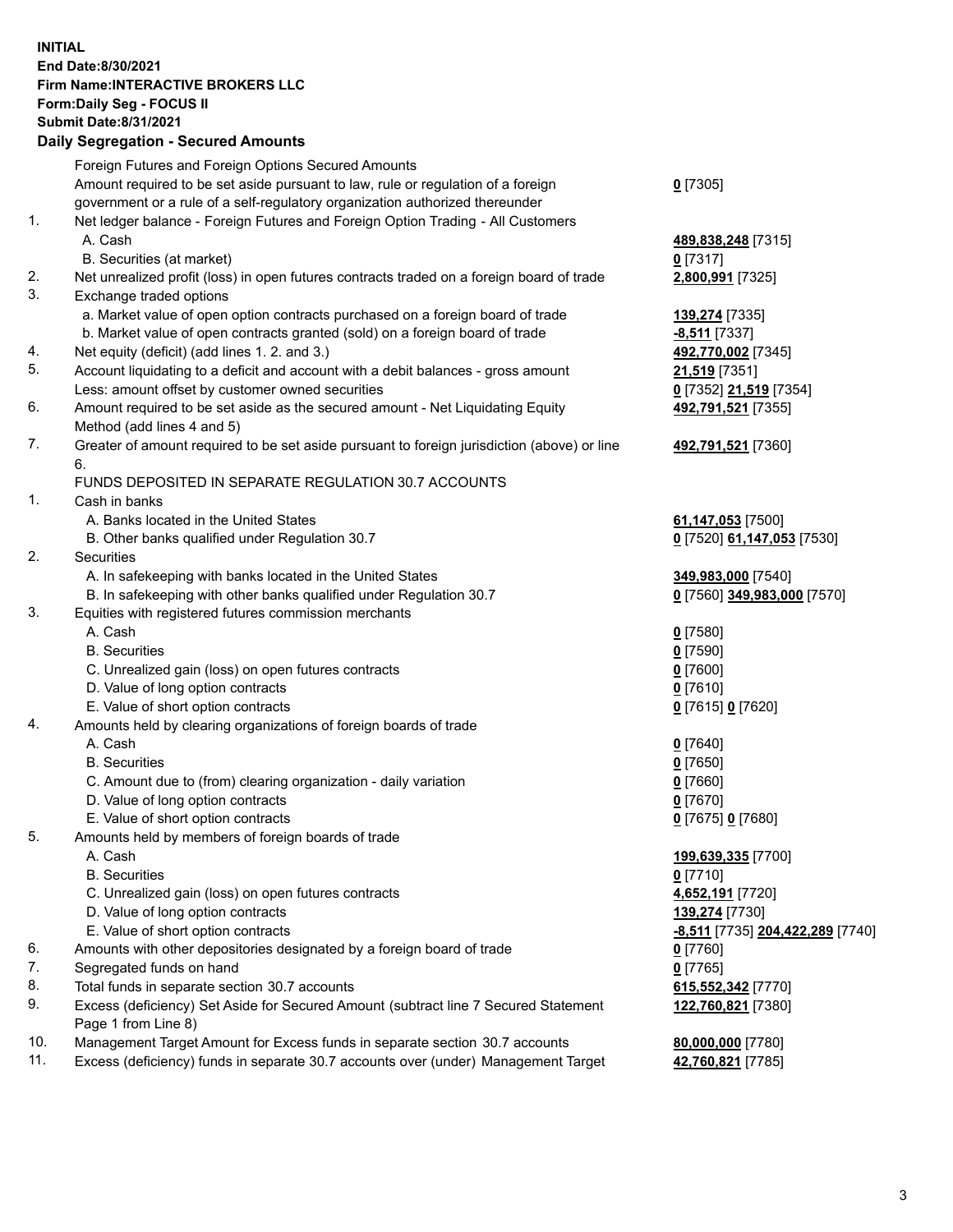**INITIAL**
**End Date:8/30/2021**
**Firm Name:INTERACTIVE BROKERS LLC**
**Form:Daily Seg - FOCUS II**
**Submit Date:8/31/2021**

## Daily Segregation - Secured Amounts

| | | |
|---|---|---|
| | Foreign Futures and Foreign Options Secured Amounts | |
| | Amount required to be set aside pursuant to law, rule or regulation of a foreign government or a rule of a self-regulatory organization authorized thereunder | **0** [7305] |
| 1. | Net ledger balance - Foreign Futures and Foreign Option Trading - All Customers | |
| | A. Cash | **489,838,248** [7315] |
| | B. Securities (at market) | **0** [7317] |
| 2. | Net unrealized profit (loss) in open futures contracts traded on a foreign board of trade | **2,800,991** [7325] |
| 3. | Exchange traded options | |
| | a. Market value of open option contracts purchased on a foreign board of trade | **139,274** [7335] |
| | b. Market value of open contracts granted (sold) on a foreign board of trade | **-8,511** [7337] |
| 4. | Net equity (deficit) (add lines 1. 2. and 3.) | **492,770,002** [7345] |
| 5. | Account liquidating to a deficit and account with a debit balances - gross amount | **21,519** [7351] |
| | Less: amount offset by customer owned securities | **0** [7352] **21,519** [7354] |
| 6. | Amount required to be set aside as the secured amount - Net Liquidating Equity Method (add lines 4 and 5) | **492,791,521** [7355] |
| 7. | Greater of amount required to be set aside pursuant to foreign jurisdiction (above) or line 6. | **492,791,521** [7360] |
| | FUNDS DEPOSITED IN SEPARATE REGULATION 30.7 ACCOUNTS | |
| 1. | Cash in banks | |
| | A. Banks located in the United States | **61,147,053** [7500] |
| | B. Other banks qualified under Regulation 30.7 | **0** [7520] **61,147,053** [7530] |
| 2. | Securities | |
| | A. In safekeeping with banks located in the United States | **349,983,000** [7540] |
| | B. In safekeeping with other banks qualified under Regulation 30.7 | **0** [7560] **349,983,000** [7570] |
| 3. | Equities with registered futures commission merchants | |
| | A. Cash | **0** [7580] |
| | B. Securities | **0** [7590] |
| | C. Unrealized gain (loss) on open futures contracts | **0** [7600] |
| | D. Value of long option contracts | **0** [7610] |
| | E. Value of short option contracts | **0** [7615] **0** [7620] |
| 4. | Amounts held by clearing organizations of foreign boards of trade | |
| | A. Cash | **0** [7640] |
| | B. Securities | **0** [7650] |
| | C. Amount due to (from) clearing organization - daily variation | **0** [7660] |
| | D. Value of long option contracts | **0** [7670] |
| | E. Value of short option contracts | **0** [7675] **0** [7680] |
| 5. | Amounts held by members of foreign boards of trade | |
| | A. Cash | **199,639,335** [7700] |
| | B. Securities | **0** [7710] |
| | C. Unrealized gain (loss) on open futures contracts | **4,652,191** [7720] |
| | D. Value of long option contracts | **139,274** [7730] |
| | E. Value of short option contracts | **-8,511** [7735] **204,422,289** [7740] |
| 6. | Amounts with other depositories designated by a foreign board of trade | **0** [7760] |
| 7. | Segregated funds on hand | **0** [7765] |
| 8. | Total funds in separate section 30.7 accounts | **615,552,342** [7770] |
| 9. | Excess (deficiency) Set Aside for Secured Amount (subtract line 7 Secured Statement Page 1 from Line 8) | **122,760,821** [7380] |
| 10. | Management Target Amount for Excess funds in separate section 30.7 accounts | **80,000,000** [7780] |
| 11. | Excess (deficiency) funds in separate 30.7 accounts over (under) Management Target | **42,760,821** [7785] |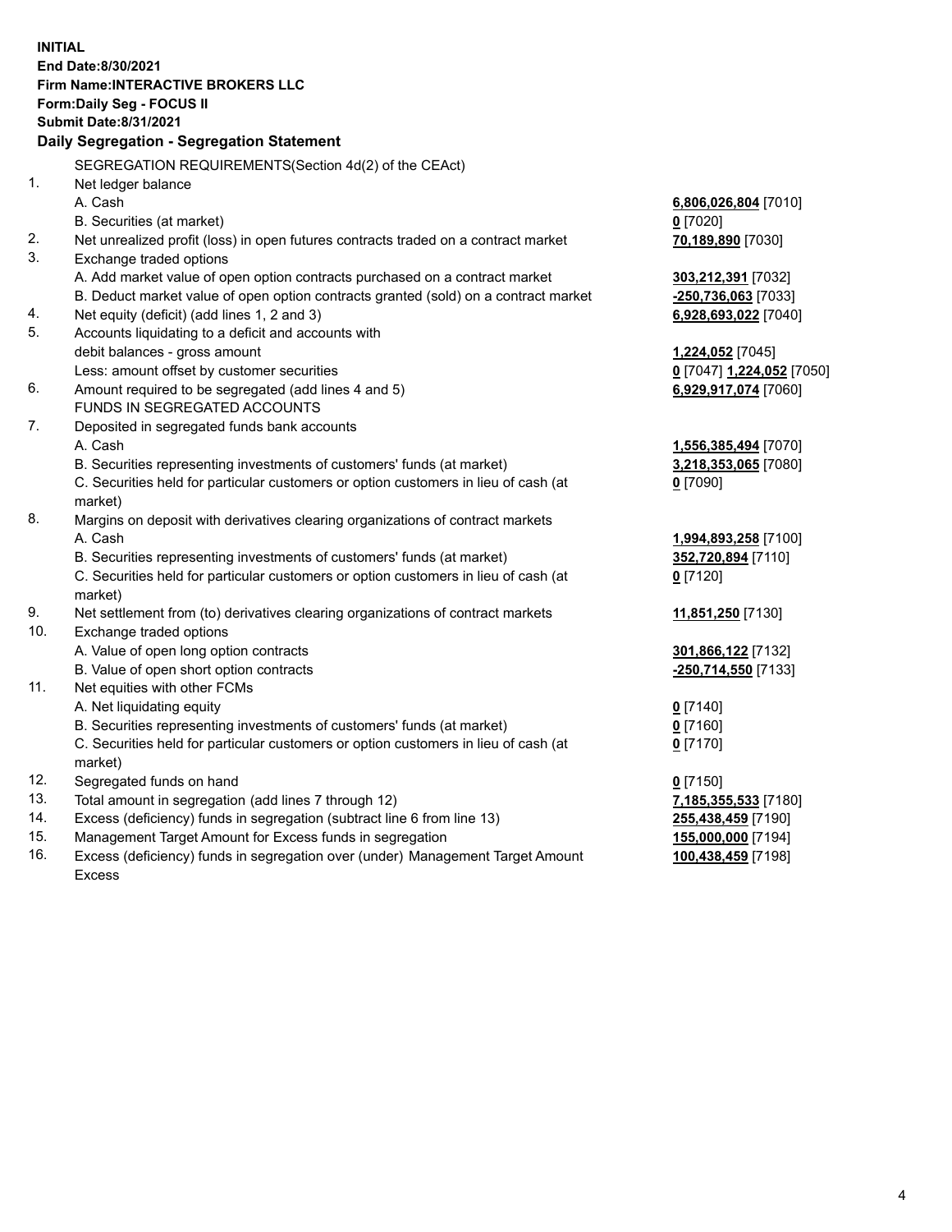**INITIAL**
**End Date:8/30/2021**
**Firm Name:INTERACTIVE BROKERS LLC**
**Form:Daily Seg - FOCUS II**
**Submit Date:8/31/2021**

## Daily Segregation - Segregation Statement

SEGREGATION REQUIREMENTS(Section 4d(2) of the CEAct)

| | | |
|---|---|---|
| 1. | Net ledger balance | |
| | A. Cash | **6,806,026,804** [7010] |
| | B. Securities (at market) | **0** [7020] |
| 2. | Net unrealized profit (loss) in open futures contracts traded on a contract market | **70,189,890** [7030] |
| 3. | Exchange traded options | |
| | A. Add market value of open option contracts purchased on a contract market | **303,212,391** [7032] |
| | B. Deduct market value of open option contracts granted (sold) on a contract market | **-250,736,063** [7033] |
| 4. | Net equity (deficit) (add lines 1, 2 and 3) | **6,928,693,022** [7040] |
| 5. | Accounts liquidating to a deficit and accounts with debit balances - gross amount | **1,224,052** [7045] |
| | Less: amount offset by customer securities | **0** [7047] **1,224,052** [7050] |
| 6. | Amount required to be segregated (add lines 4 and 5) | **6,929,917,074** [7060] |
| | FUNDS IN SEGREGATED ACCOUNTS | |
| 7. | Deposited in segregated funds bank accounts | |
| | A. Cash | **1,556,385,494** [7070] |
| | B. Securities representing investments of customers' funds (at market) | **3,218,353,065** [7080] |
| | C. Securities held for particular customers or option customers in lieu of cash (at market) | **0** [7090] |
| 8. | Margins on deposit with derivatives clearing organizations of contract markets | |
| | A. Cash | **1,994,893,258** [7100] |
| | B. Securities representing investments of customers' funds (at market) | **352,720,894** [7110] |
| | C. Securities held for particular customers or option customers in lieu of cash (at market) | **0** [7120] |
| 9. | Net settlement from (to) derivatives clearing organizations of contract markets | **11,851,250** [7130] |
| 10. | Exchange traded options | |
| | A. Value of open long option contracts | **301,866,122** [7132] |
| | B. Value of open short option contracts | **-250,714,550** [7133] |
| 11. | Net equities with other FCMs | |
| | A. Net liquidating equity | **0** [7140] |
| | B. Securities representing investments of customers' funds (at market) | **0** [7160] |
| | C. Securities held for particular customers or option customers in lieu of cash (at market) | **0** [7170] |
| 12. | Segregated funds on hand | **0** [7150] |
| 13. | Total amount in segregation (add lines 7 through 12) | **7,185,355,533** [7180] |
| 14. | Excess (deficiency) funds in segregation (subtract line 6 from line 13) | **255,438,459** [7190] |
| 15. | Management Target Amount for Excess funds in segregation | **155,000,000** [7194] |
| 16. | Excess (deficiency) funds in segregation over (under) Management Target Amount Excess | **100,438,459** [7198] |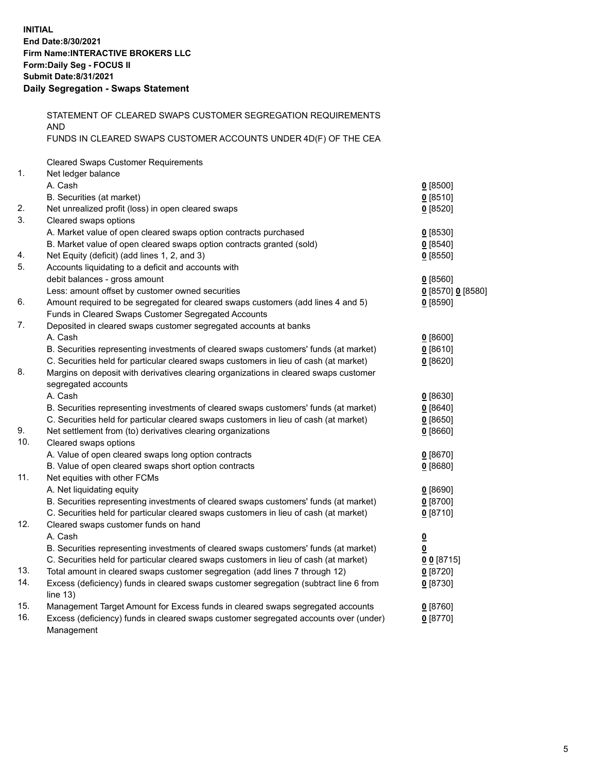**INITIAL**
**End Date:8/30/2021**
**Firm Name:INTERACTIVE BROKERS LLC**
**Form:Daily Seg - FOCUS II**
**Submit Date:8/31/2021**
**Daily Segregation - Swaps Statement**

STATEMENT OF CLEARED SWAPS CUSTOMER SEGREGATION REQUIREMENTS AND FUNDS IN CLEARED SWAPS CUSTOMER ACCOUNTS UNDER 4D(F) OF THE CEA

| | | |
|---|---|---|
| | Cleared Swaps Customer Requirements | |
| 1. | Net ledger balance | |
| | A. Cash | 0 [8500] |
| | B. Securities (at market) | 0 [8510] |
| 2. | Net unrealized profit (loss) in open cleared swaps | 0 [8520] |
| 3. | Cleared swaps options | |
| | A. Market value of open cleared swaps option contracts purchased | 0 [8530] |
| | B. Market value of open cleared swaps option contracts granted (sold) | 0 [8540] |
| 4. | Net Equity (deficit) (add lines 1, 2, and 3) | 0 [8550] |
| 5. | Accounts liquidating to a deficit and accounts with debit balances - gross amount | 0 [8560] |
| | Less: amount offset by customer owned securities | 0 [8570] 0 [8580] |
| 6. | Amount required to be segregated for cleared swaps customers (add lines 4 and 5) | 0 [8590] |
| | Funds in Cleared Swaps Customer Segregated Accounts | |
| 7. | Deposited in cleared swaps customer segregated accounts at banks | |
| | A. Cash | 0 [8600] |
| | B. Securities representing investments of cleared swaps customers' funds (at market) | 0 [8610] |
| | C. Securities held for particular cleared swaps customers in lieu of cash (at market) | 0 [8620] |
| 8. | Margins on deposit with derivatives clearing organizations in cleared swaps customer segregated accounts | |
| | A. Cash | 0 [8630] |
| | B. Securities representing investments of cleared swaps customers' funds (at market) | 0 [8640] |
| | C. Securities held for particular cleared swaps customers in lieu of cash (at market) | 0 [8650] |
| 9. | Net settlement from (to) derivatives clearing organizations | 0 [8660] |
| 10. | Cleared swaps options | |
| | A. Value of open cleared swaps long option contracts | 0 [8670] |
| | B. Value of open cleared swaps short option contracts | 0 [8680] |
| 11. | Net equities with other FCMs | |
| | A. Net liquidating equity | 0 [8690] |
| | B. Securities representing investments of cleared swaps customers' funds (at market) | 0 [8700] |
| | C. Securities held for particular cleared swaps customers in lieu of cash (at market) | 0 [8710] |
| 12. | Cleared swaps customer funds on hand | |
| | A. Cash | 0 |
| | B. Securities representing investments of cleared swaps customers' funds (at market) | 0 |
| | C. Securities held for particular cleared swaps customers in lieu of cash (at market) | 0 0 [8715] |
| 13. | Total amount in cleared swaps customer segregation (add lines 7 through 12) | 0 [8720] |
| 14. | Excess (deficiency) funds in cleared swaps customer segregation (subtract line 6 from line 13) | 0 [8730] |
| 15. | Management Target Amount for Excess funds in cleared swaps segregated accounts | 0 [8760] |
| 16. | Excess (deficiency) funds in cleared swaps customer segregated accounts over (under) Management | 0 [8770] |